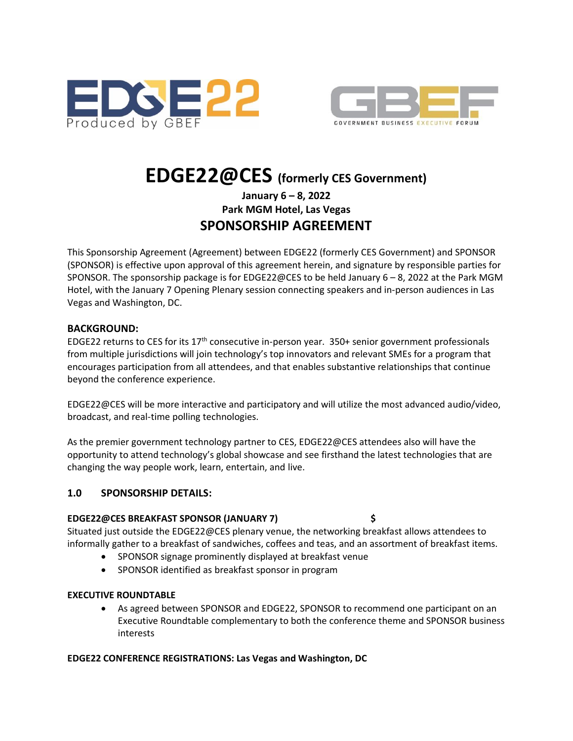EDGE22 Produced by GBEF

GBEF GOVERNMENT BUSINESS EXECUTIVE FORUM

# EDGE22@CES (formerly CES Government)

**January 6 – 8, 2022**
**Park MGM Hotel, Las Vegas**

## SPONSORSHIP AGREEMENT

This Sponsorship Agreement (Agreement) between EDGE22 (formerly CES Government) and SPONSOR (SPONSOR) is effective upon approval of this agreement herein, and signature by responsible parties for SPONSOR. The sponsorship package is for EDGE22@CES to be held January 6 – 8, 2022 at the Park MGM Hotel, with the January 7 Opening Plenary session connecting speakers and in-person audiences in Las Vegas and Washington, DC.

### BACKGROUND:

EDGE22 returns to CES for its 17th consecutive in-person year. 350+ senior government professionals from multiple jurisdictions will join technology's top innovators and relevant SMEs for a program that encourages participation from all attendees, and that enables substantive relationships that continue beyond the conference experience.

EDGE22@CES will be more interactive and participatory and will utilize the most advanced audio/video, broadcast, and real-time polling technologies.

As the premier government technology partner to CES, EDGE22@CES attendees also will have the opportunity to attend technology's global showcase and see firsthand the latest technologies that are changing the way people work, learn, entertain, and live.

### 1.0 SPONSORSHIP DETAILS:

**EDGE22@CES BREAKFAST SPONSOR (JANUARY 7) $**

Situated just outside the EDGE22@CES plenary venue, the networking breakfast allows attendees to informally gather to a breakfast of sandwiches, coffees and teas, and an assortment of breakfast items.

- SPONSOR signage prominently displayed at breakfast venue
- SPONSOR identified as breakfast sponsor in program

**EXECUTIVE ROUNDTABLE**

- As agreed between SPONSOR and EDGE22, SPONSOR to recommend one participant on an Executive Roundtable complementary to both the conference theme and SPONSOR business interests

**EDGE22 CONFERENCE REGISTRATIONS: Las Vegas and Washington, DC**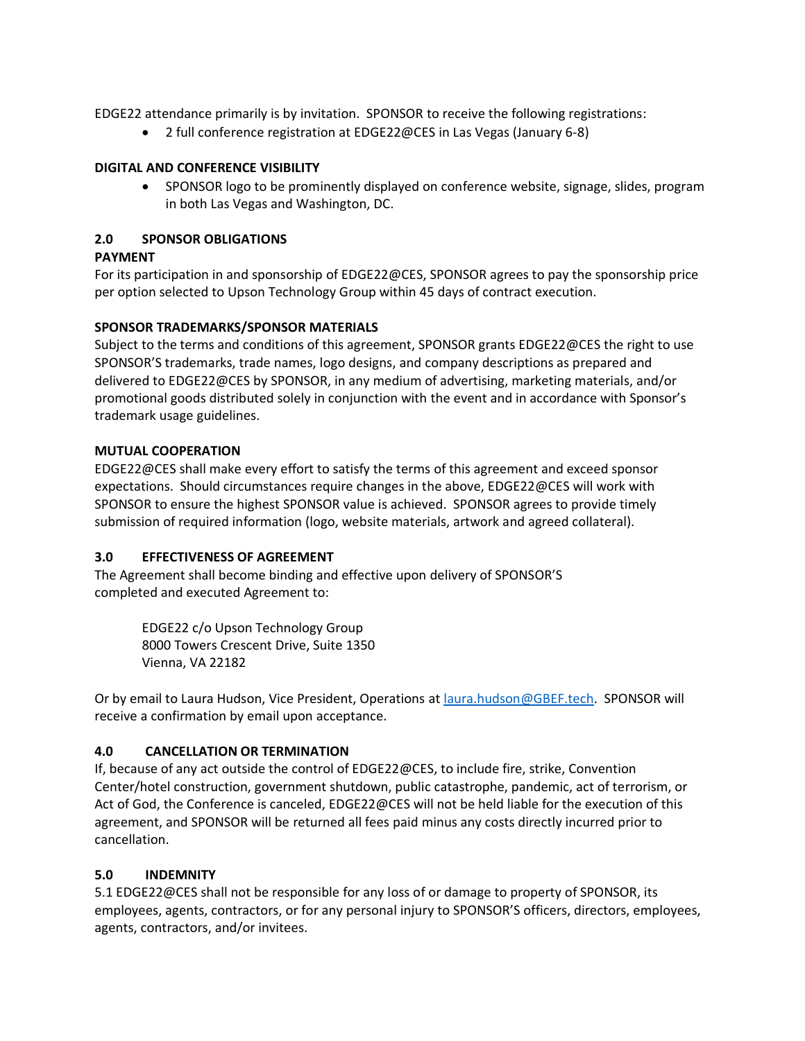EDGE22 attendance primarily is by invitation. SPONSOR to receive the following registrations:

- 2 full conference registration at EDGE22@CES in Las Vegas (January 6-8)

**DIGITAL AND CONFERENCE VISIBILITY**

- SPONSOR logo to be prominently displayed on conference website, signage, slides, program in both Las Vegas and Washington, DC.

## 2.0 SPONSOR OBLIGATIONS

**PAYMENT**

For its participation in and sponsorship of EDGE22@CES, SPONSOR agrees to pay the sponsorship price per option selected to Upson Technology Group within 45 days of contract execution.

**SPONSOR TRADEMARKS/SPONSOR MATERIALS**

Subject to the terms and conditions of this agreement, SPONSOR grants EDGE22@CES the right to use SPONSOR'S trademarks, trade names, logo designs, and company descriptions as prepared and delivered to EDGE22@CES by SPONSOR, in any medium of advertising, marketing materials, and/or promotional goods distributed solely in conjunction with the event and in accordance with Sponsor's trademark usage guidelines.

**MUTUAL COOPERATION**

EDGE22@CES shall make every effort to satisfy the terms of this agreement and exceed sponsor expectations. Should circumstances require changes in the above, EDGE22@CES will work with SPONSOR to ensure the highest SPONSOR value is achieved. SPONSOR agrees to provide timely submission of required information (logo, website materials, artwork and agreed collateral).

## 3.0 EFFECTIVENESS OF AGREEMENT

The Agreement shall become binding and effective upon delivery of SPONSOR'S completed and executed Agreement to:

EDGE22 c/o Upson Technology Group
8000 Towers Crescent Drive, Suite 1350
Vienna, VA 22182

Or by email to Laura Hudson, Vice President, Operations at laura.hudson@GBEF.tech. SPONSOR will receive a confirmation by email upon acceptance.

## 4.0 CANCELLATION OR TERMINATION

If, because of any act outside the control of EDGE22@CES, to include fire, strike, Convention Center/hotel construction, government shutdown, public catastrophe, pandemic, act of terrorism, or Act of God, the Conference is canceled, EDGE22@CES will not be held liable for the execution of this agreement, and SPONSOR will be returned all fees paid minus any costs directly incurred prior to cancellation.

## 5.0 INDEMNITY

5.1 EDGE22@CES shall not be responsible for any loss of or damage to property of SPONSOR, its employees, agents, contractors, or for any personal injury to SPONSOR'S officers, directors, employees, agents, contractors, and/or invitees.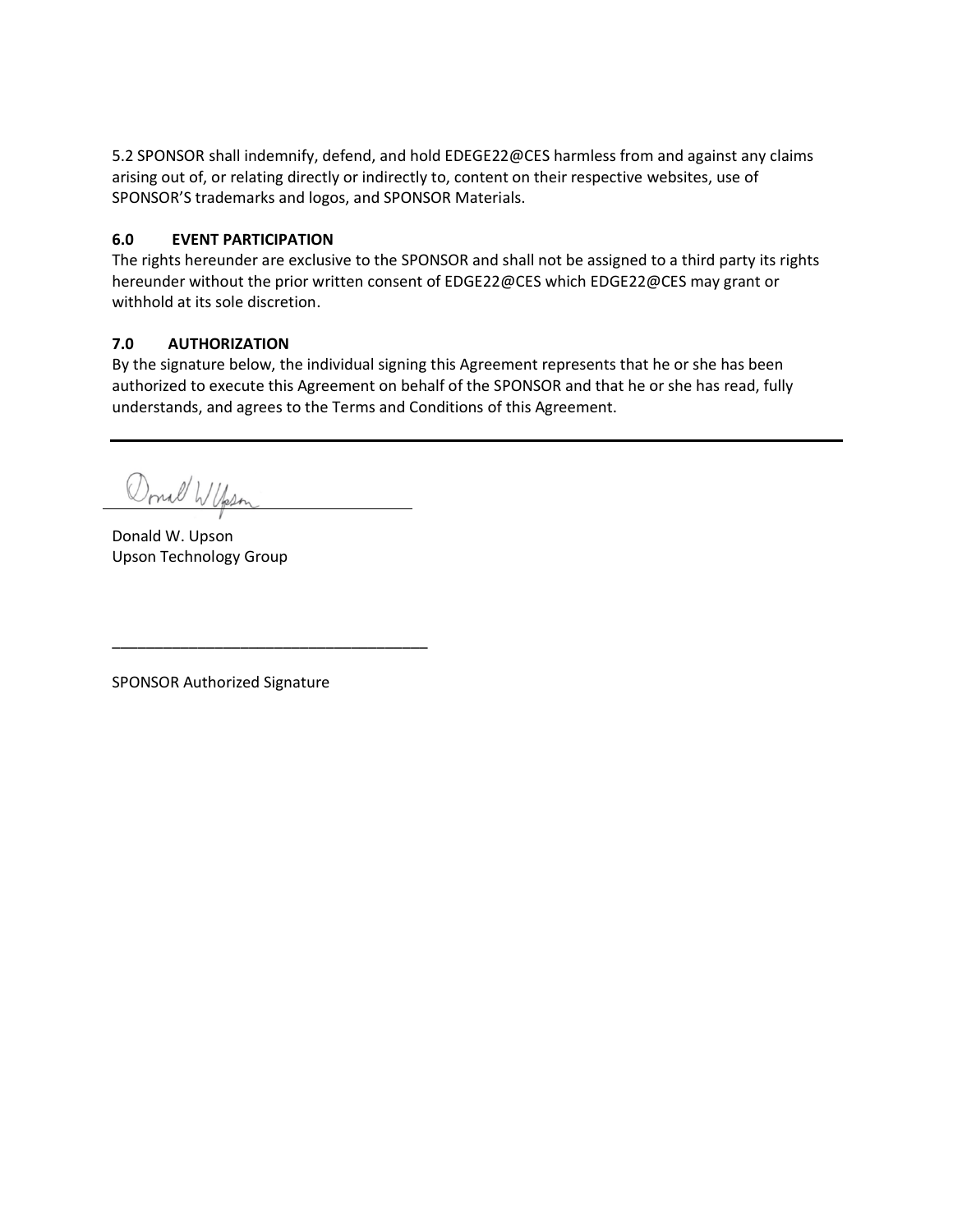5.2 SPONSOR shall indemnify, defend, and hold EDEGE22@CES harmless from and against any claims arising out of, or relating directly or indirectly to, content on their respective websites, use of SPONSOR'S trademarks and logos, and SPONSOR Materials.

**6.0 EVENT PARTICIPATION**

The rights hereunder are exclusive to the SPONSOR and shall not be assigned to a third party its rights hereunder without the prior written consent of EDGE22@CES which EDGE22@CES may grant or withhold at its sole discretion.

**7.0 AUTHORIZATION**

By the signature below, the individual signing this Agreement represents that he or she has been authorized to execute this Agreement on behalf of the SPONSOR and that he or she has read, fully understands, and agrees to the Terms and Conditions of this Agreement.

---

Donald W Upson

Donald W. Upson
Upson Technology Group

_______________________________________

SPONSOR Authorized Signature